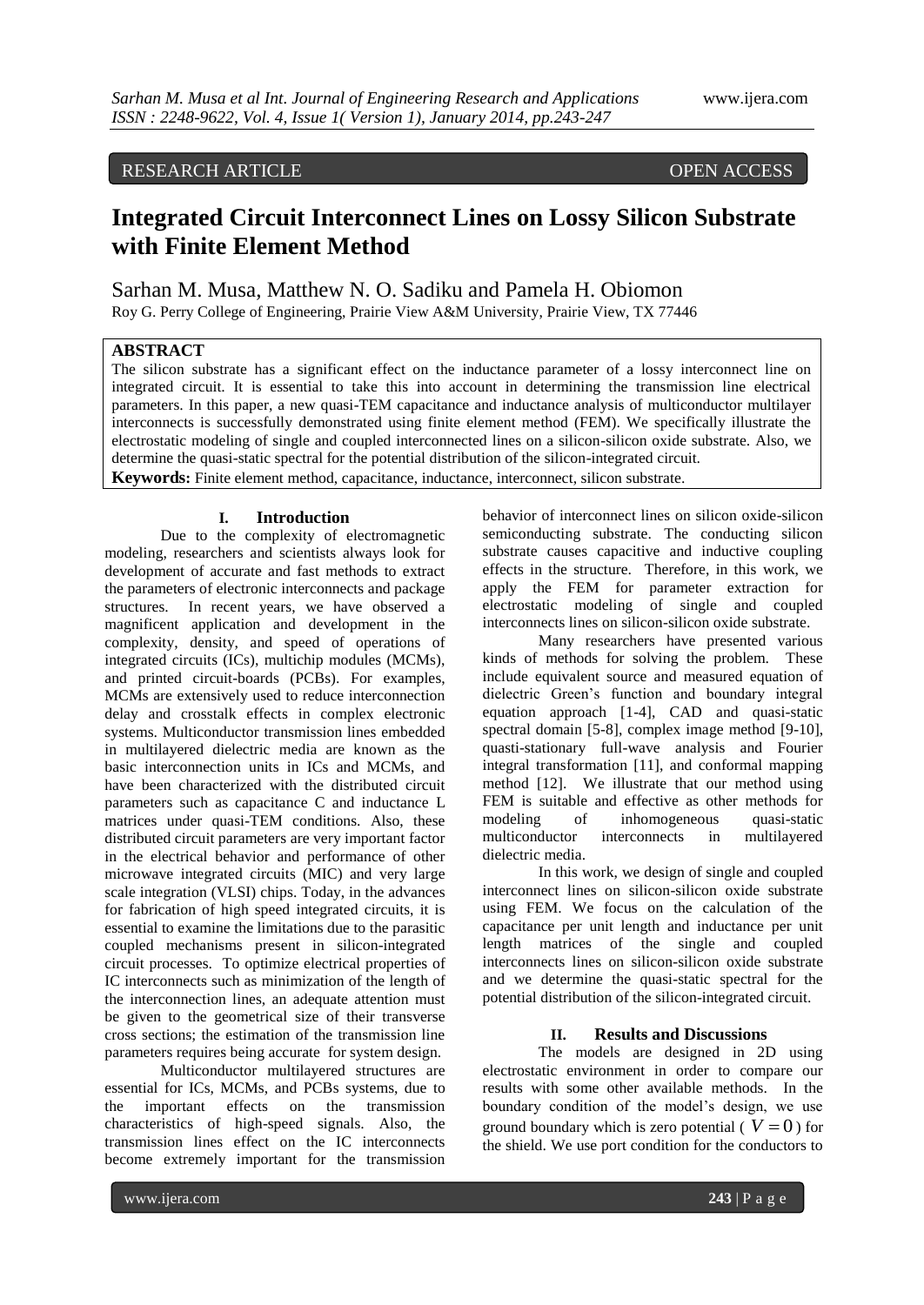RESEARCH ARTICLE OPEN ACCESS

# Integrated Circuit Interconnect Lines on Lossy Silicon Substrate with Finite Element Method

Sarhan M. Musa, Matthew N. O. Sadiku and Pamela H. Obiomon

Roy G. Perry College of Engineering, Prairie View A&M University, Prairie View, TX 77446

## ABSTRACT

The silicon substrate has a significant effect on the inductance parameter of a lossy interconnect line on integrated circuit. It is essential to take this into account in determining the transmission line electrical parameters. In this paper, a new quasi-TEM capacitance and inductance analysis of multiconductor multilayer interconnects is successfully demonstrated using finite element method (FEM). We specifically illustrate the electrostatic modeling of single and coupled interconnected lines on a silicon-silicon oxide substrate. Also, we determine the quasi-static spectral for the potential distribution of the silicon-integrated circuit.

**Keywords:** Finite element method, capacitance, inductance, interconnect, silicon substrate.

## I. Introduction

Due to the complexity of electromagnetic modeling, researchers and scientists always look for development of accurate and fast methods to extract the parameters of electronic interconnects and package structures. In recent years, we have observed a magnificent application and development in the complexity, density, and speed of operations of integrated circuits (ICs), multichip modules (MCMs), and printed circuit-boards (PCBs). For examples, MCMs are extensively used to reduce interconnection delay and crosstalk effects in complex electronic systems. Multiconductor transmission lines embedded in multilayered dielectric media are known as the basic interconnection units in ICs and MCMs, and have been characterized with the distributed circuit parameters such as capacitance C and inductance L matrices under quasi-TEM conditions. Also, these distributed circuit parameters are very important factor in the electrical behavior and performance of other microwave integrated circuits (MIC) and very large scale integration (VLSI) chips. Today, in the advances for fabrication of high speed integrated circuits, it is essential to examine the limitations due to the parasitic coupled mechanisms present in silicon-integrated circuit processes. To optimize electrical properties of IC interconnects such as minimization of the length of the interconnection lines, an adequate attention must be given to the geometrical size of their transverse cross sections; the estimation of the transmission line parameters requires being accurate for system design.

Multiconductor multilayered structures are essential for ICs, MCMs, and PCBs systems, due to the important effects on the transmission characteristics of high-speed signals. Also, the transmission lines effect on the IC interconnects become extremely important for the transmission behavior of interconnect lines on silicon oxide-silicon semiconducting substrate. The conducting silicon substrate causes capacitive and inductive coupling effects in the structure. Therefore, in this work, we apply the FEM for parameter extraction for electrostatic modeling of single and coupled interconnects lines on silicon-silicon oxide substrate.

Many researchers have presented various kinds of methods for solving the problem. These include equivalent source and measured equation of dielectric Green's function and boundary integral equation approach [1-4], CAD and quasi-static spectral domain [5-8], complex image method [9-10], quasi-stationary full-wave analysis and Fourier integral transformation [11], and conformal mapping method [12]. We illustrate that our method using FEM is suitable and effective as other methods for modeling of inhomogeneous quasi-static multiconductor interconnects in multilayered dielectric media.

In this work, we design of single and coupled interconnect lines on silicon-silicon oxide substrate using FEM. We focus on the calculation of the capacitance per unit length and inductance per unit length matrices of the single and coupled interconnects lines on silicon-silicon oxide substrate and we determine the quasi-static spectral for the potential distribution of the silicon-integrated circuit.

## II. Results and Discussions

The models are designed in 2D using electrostatic environment in order to compare our results with some other available methods. In the boundary condition of the model's design, we use ground boundary which is zero potential ( $V = 0$ ) for the shield. We use port condition for the conductors to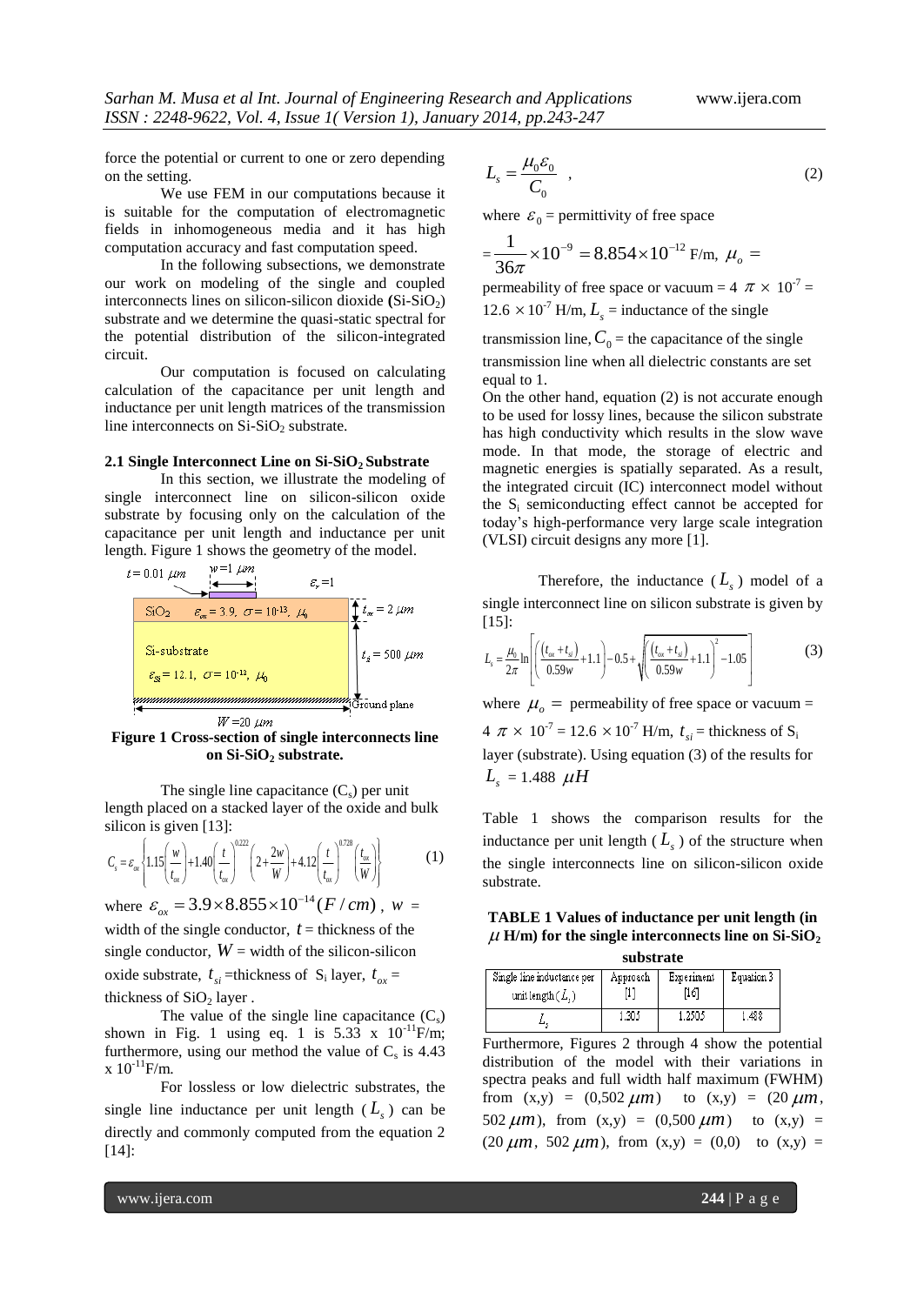force the potential or current to one or zero depending on the setting.

We use FEM in our computations because it is suitable for the computation of electromagnetic fields in inhomogeneous media and it has high computation accuracy and fast computation speed.

In the following subsections, we demonstrate our work on modeling of the single and coupled interconnects lines on silicon-silicon dioxide ($Si$-$SiO_2$) substrate and we determine the quasi-static spectral for the potential distribution of the silicon-integrated circuit.

Our computation is focused on calculating calculation of the capacitance per unit length and inductance per unit length matrices of the transmission line interconnects on $Si$-$SiO_2$ substrate.

### 2.1 Single Interconnect Line on $Si$-$SiO_2$ Substrate

In this section, we illustrate the modeling of single interconnect line on silicon-silicon oxide substrate by focusing only on the calculation of the capacitance per unit length and inductance per unit length. Figure 1 shows the geometry of the model.

$t = 0.01\ \mu m$, $w = 1\ \mu m$, $\varepsilon_r = 1$

$SiO_2$ $\varepsilon_{ox} = 3.9$, $\sigma = 10^{-13}$, $\mu_0$ — $t_{ox} = 2\ \mu m$

Si-substrate $\varepsilon_{Si} = 12.1$, $\sigma = 10^{-12}$, $\mu_0$ — $t_{si} = 500\ \mu m$

Ground plane

$W = 20\ \mu m$

**Figure 1 Cross-section of single interconnects line on $Si$-$SiO_2$ substrate.**

The single line capacitance ($C_s$) per unit length placed on a stacked layer of the oxide and bulk silicon is given [13]:

$$C_s = \varepsilon_{ox}\left\{1.15\left(\frac{w}{t_{ox}}\right) + 1.40\left(\frac{t}{t_{ox}}\right)^{0.222}\left(2+\frac{2w}{W}\right) + 4.12\left(\frac{t}{t_{ox}}\right)^{0.728}\left(\frac{t_{ox}}{W}\right)\right\} \tag{1}$$

where $\varepsilon_{ox} = 3.9 \times 8.855 \times 10^{-14}(F/cm)$, $w$ = width of the single conductor, $t$ = thickness of the single conductor, $W$ = width of the silicon-silicon oxide substrate, $t_{si}$ = thickness of $S_i$ layer, $t_{ox}$ = thickness of $SiO_2$ layer .

The value of the single line capacitance ($C_s$) shown in Fig. 1 using eq. 1 is 5.33 x $10^{-11}$F/m; furthermore, using our method the value of $C_s$ is 4.43 x $10^{-11}$F/m.

For lossless or low dielectric substrates, the single line inductance per unit length ($L_s$) can be directly and commonly computed from the equation 2 [14]:

$$L_s = \frac{\mu_0 \varepsilon_0}{C_0} \quad , \tag{2}$$

where $\varepsilon_0$ = permittivity of free space $= \frac{1}{36\pi} \times 10^{-9} = 8.854 \times 10^{-12}$ F/m, $\mu_o$ = permeability of free space or vacuum = 4 $\pi \times 10^{-7}$ = 12.6 $\times 10^{-7}$ H/m, $L_s$ = inductance of the single transmission line, $C_0$ = the capacitance of the single transmission line when all dielectric constants are set equal to 1.

On the other hand, equation (2) is not accurate enough to be used for lossy lines, because the silicon substrate has high conductivity which results in the slow wave mode. In that mode, the storage of electric and magnetic energies is spatially separated. As a result, the integrated circuit (IC) interconnect model without the $S_i$ semiconducting effect cannot be accepted for today's high-performance very large scale integration (VLSI) circuit designs any more [1].

Therefore, the inductance ($L_s$) model of a single interconnect line on silicon substrate is given by [15]:

$$L_s = \frac{\mu_0}{2\pi}\ln\left[\left(\frac{(t_{ox}+t_{si})}{0.59w}+1.1\right) - 0.5 + \sqrt{\left(\frac{(t_{ox}+t_{si})}{0.59w}+1.1\right)^2 - 1.05}\right] \tag{3}$$

where $\mu_o$ = permeability of free space or vacuum = 4 $\pi \times 10^{-7}$ = 12.6 $\times 10^{-7}$ H/m, $t_{si}$ = thickness of $S_i$ layer (substrate). Using equation (3) of the results for $L_s$ = 1.488 $\mu H$

Table 1 shows the comparison results for the inductance per unit length ($L_s$) of the structure when the single interconnects line on silicon-silicon oxide substrate.

**TABLE 1 Values of inductance per unit length (in $\mu$ H/m) for the single interconnects line on $Si$-$SiO_2$ substrate**

| Single line inductance per unit length ($L_s$) | Approach [1] | Experiment [16] | Equation 3 |
|---|---|---|---|
| $L_s$ | 1.305 | 1.2505 | 1.488 |

Furthermore, Figures 2 through 4 show the potential distribution of the model with their variations in spectra peaks and full width half maximum (FWHM) from (x,y) = (0,502 $\mu m$) to (x,y) = (20 $\mu m$, 502 $\mu m$), from (x,y) = (0,500 $\mu m$) to (x,y) = (20 $\mu m$, 502 $\mu m$), from (x,y) = (0,0) to (x,y) =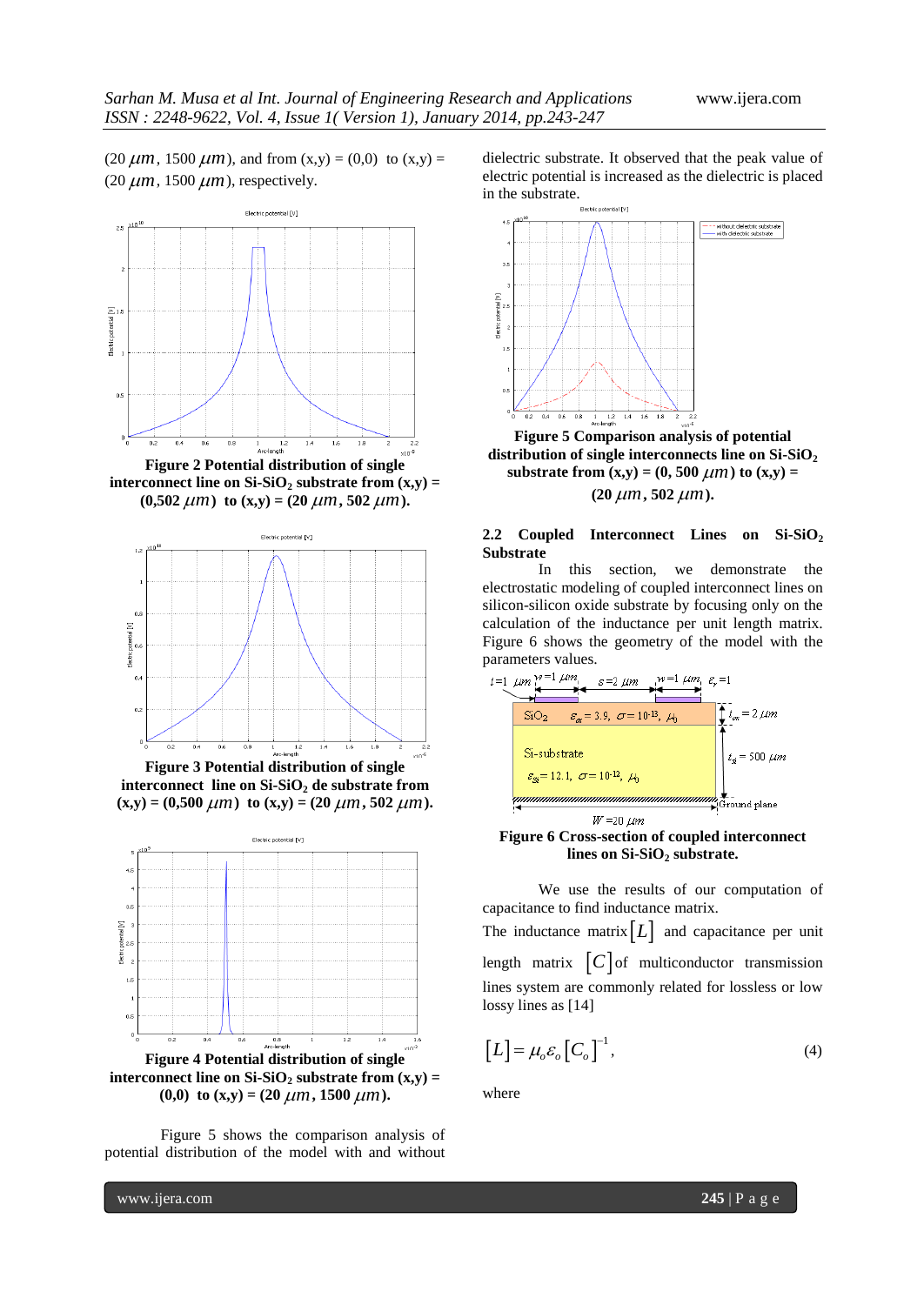(20 $\mu m$, 1500 $\mu m$), and from (x,y) = (0,0) to (x,y) = (20 $\mu m$, 1500 $\mu m$), respectively.

**Figure 2 Potential distribution of single interconnect line on Si-$SiO_2$ substrate from (x,y) = (0,502 $\mu m$) to (x,y) = (20 $\mu m$, 502 $\mu m$).**

**Figure 3 Potential distribution of single interconnect line on Si-$SiO_2$ de substrate from (x,y) = (0,500 $\mu m$) to (x,y) = (20 $\mu m$, 502 $\mu m$).**

**Figure 4 Potential distribution of single interconnect line on Si-$SiO_2$ substrate from (x,y) = (0,0) to (x,y) = (20 $\mu m$, 1500 $\mu m$).**

Figure 5 shows the comparison analysis of potential distribution of the model with and without dielectric substrate. It observed that the peak value of electric potential is increased as the dielectric is placed in the substrate.

**Figure 5 Comparison analysis of potential distribution of single interconnects line on Si-$SiO_2$ substrate from (x,y) = (0, 500 $\mu m$) to (x,y) = (20 $\mu m$, 502 $\mu m$).**

### 2.2 Coupled Interconnect Lines on Si-$SiO_2$ Substrate

In this section, we demonstrate the electrostatic modeling of coupled interconnect lines on silicon-silicon oxide substrate by focusing only on the calculation of the inductance per unit length matrix. Figure 6 shows the geometry of the model with the parameters values.

**Figure 6 Cross-section of coupled interconnect lines on Si-$SiO_2$ substrate.**

We use the results of our computation of capacitance to find inductance matrix.

The inductance matrix $[L]$ and capacitance per unit length matrix $[C]$ of multiconductor transmission lines system are commonly related for lossless or low lossy lines as [14]

$$[L] = \mu_o \varepsilon_o [C_o]^{-1}, \tag{4}$$

where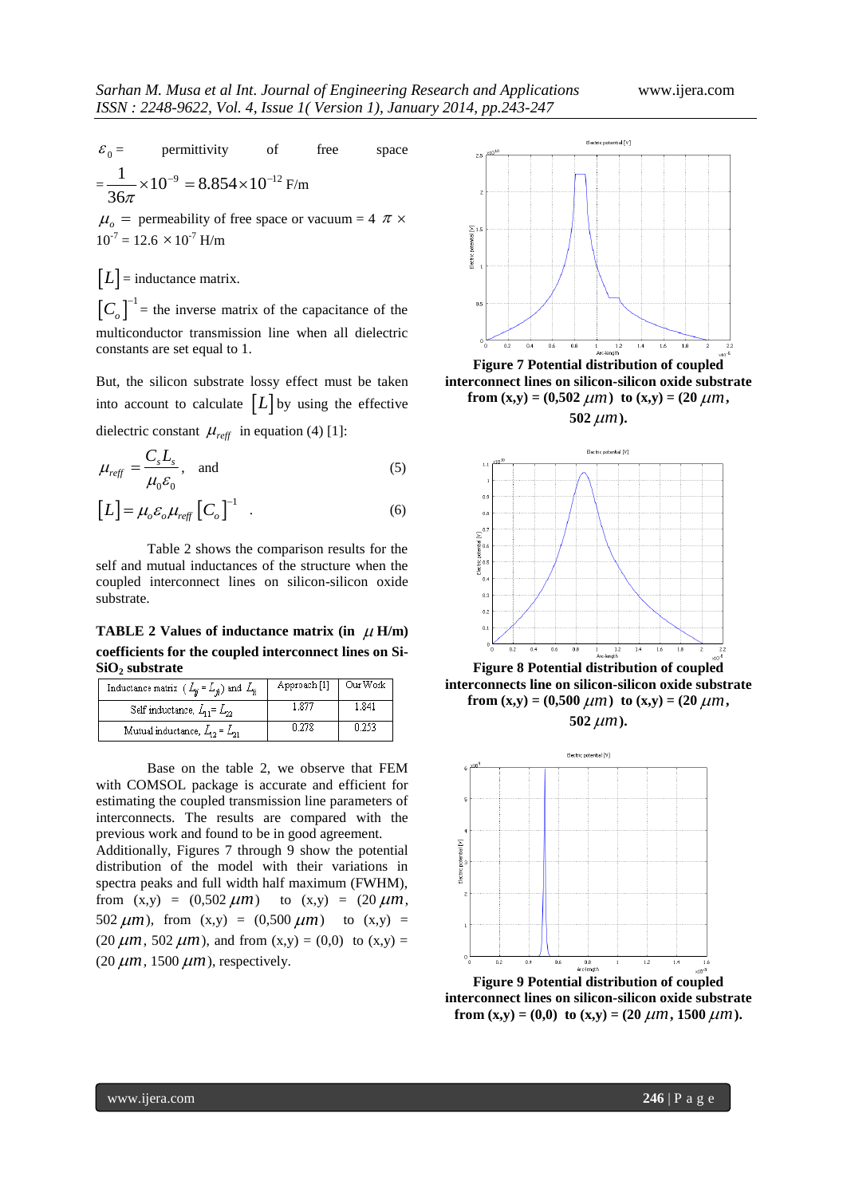$\varepsilon_0$ = permittivity of free space $= \frac{1}{36\pi} \times 10^{-9} = 8.854 \times 10^{-12}$ F/m

$\mu_o$ = permeability of free space or vacuum = $4\pi \times 10^{-7} = 12.6 \times 10^{-7}$ H/m

$[L]$ = inductance matrix.

$[C_o]^{-1}$ = the inverse matrix of the capacitance of the multiconductor transmission line when all dielectric constants are set equal to 1.

But, the silicon substrate lossy effect must be taken into account to calculate $[L]$ by using the effective dielectric constant $\mu_{reff}$ in equation (4) [1]:

$$\mu_{reff} = \frac{C_s L_s}{\mu_0 \varepsilon_0}, \quad \text{and} \tag{5}$$

$$[L] = \mu_o \varepsilon_o \mu_{reff} [C_o]^{-1} \quad . \tag{6}$$

Table 2 shows the comparison results for the self and mutual inductances of the structure when the coupled interconnect lines on silicon-silicon oxide substrate.

**TABLE 2 Values of inductance matrix (in $\mu$H/m) coefficients for the coupled interconnect lines on Si-$SiO_2$ substrate**

| Inductance matrix ($L_{ij} = L_{ji}$) and $L_{ii}$ | Approach [1] | Our Work |
|---|---|---|
| Self inductance, $L_{11} = L_{22}$ | 1.877 | 1.841 |
| Mutual inductance, $L_{12} = L_{21}$ | 0.278 | 0.253 |

Base on the table 2, we observe that FEM with COMSOL package is accurate and efficient for estimating the coupled transmission line parameters of interconnects. The results are compared with the previous work and found to be in good agreement.

Additionally, Figures 7 through 9 show the potential distribution of the model with their variations in spectra peaks and full width half maximum (FWHM), from (x,y) = (0,502 $\mu m$) to (x,y) = (20 $\mu m$, 502 $\mu m$), from (x,y) = (0,500 $\mu m$) to (x,y) = (20 $\mu m$, 502 $\mu m$), and from (x,y) = (0,0) to (x,y) = (20 $\mu m$, 1500 $\mu m$), respectively.

**Figure 7 Potential distribution of coupled interconnect lines on silicon-silicon oxide substrate from (x,y) = (0,502 $\mu m$) to (x,y) = (20 $\mu m$, 502 $\mu m$).**

**Figure 8 Potential distribution of coupled interconnects line on silicon-silicon oxide substrate from (x,y) = (0,500 $\mu m$) to (x,y) = (20 $\mu m$, 502 $\mu m$).**

**Figure 9 Potential distribution of coupled interconnect lines on silicon-silicon oxide substrate from (x,y) = (0,0) to (x,y) = (20 $\mu m$, 1500 $\mu m$).**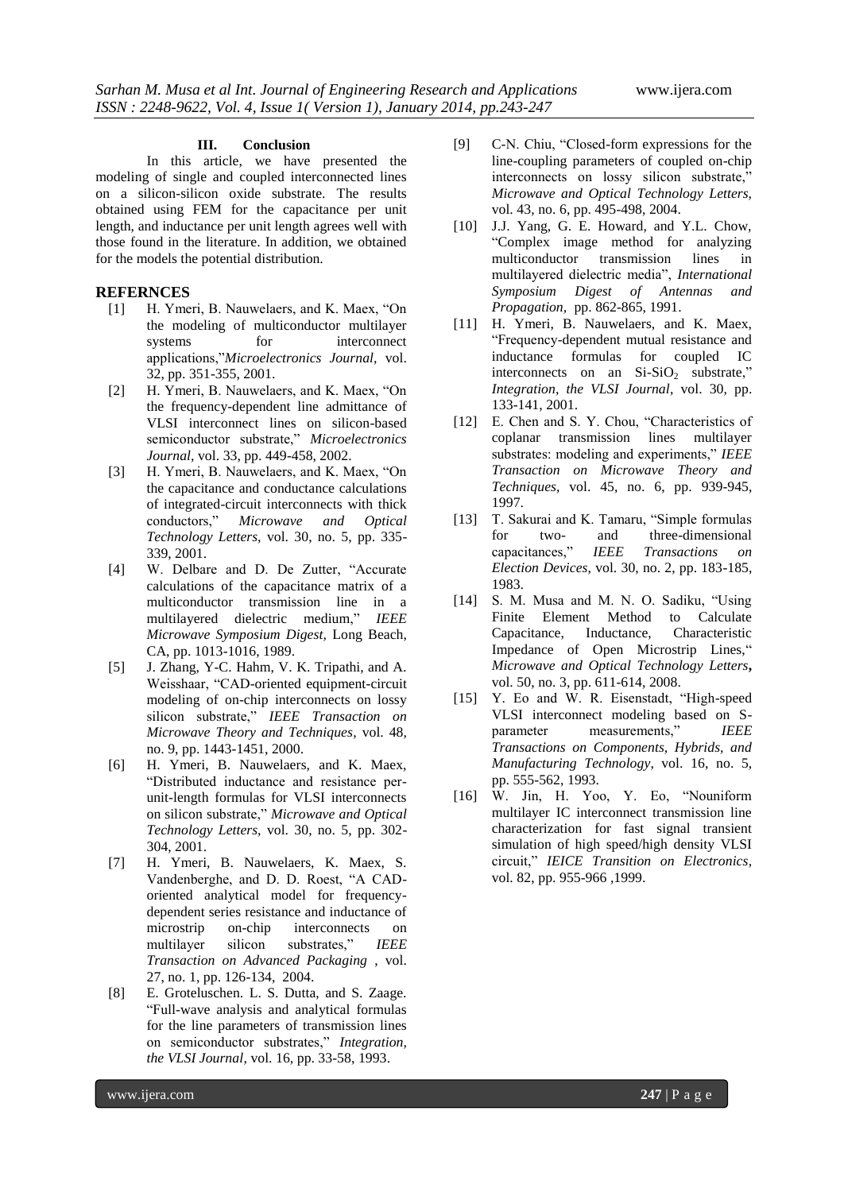### III. Conclusion

In this article, we have presented the modeling of single and coupled interconnected lines on a silicon-silicon oxide substrate. The results obtained using FEM for the capacitance per unit length, and inductance per unit length agrees well with those found in the literature. In addition, we obtained for the models the potential distribution.

## REFERNCES

[1] H. Ymeri, B. Nauwelaers, and K. Maex, "On the modeling of multiconductor multilayer systems for interconnect applications,"*Microelectronics Journal*, vol. 32, pp. 351-355, 2001.

[2] H. Ymeri, B. Nauwelaers, and K. Maex, "On the frequency-dependent line admittance of VLSI interconnect lines on silicon-based semiconductor substrate," *Microelectronics Journal*, vol. 33, pp. 449-458, 2002.

[3] H. Ymeri, B. Nauwelaers, and K. Maex, "On the capacitance and conductance calculations of integrated-circuit interconnects with thick conductors," *Microwave and Optical Technology Letters*, vol. 30, no. 5, pp. 335-339, 2001.

[4] W. Delbare and D. De Zutter, "Accurate calculations of the capacitance matrix of a multiconductor transmission line in a multilayered dielectric medium," *IEEE Microwave Symposium Digest*, Long Beach, CA, pp. 1013-1016, 1989.

[5] J. Zhang, Y-C. Hahm, V. K. Tripathi, and A. Weisshaar, "CAD-oriented equipment-circuit modeling of on-chip interconnects on lossy silicon substrate," *IEEE Transaction on Microwave Theory and Techniques*, vol. 48, no. 9, pp. 1443-1451, 2000.

[6] H. Ymeri, B. Nauwelaers, and K. Maex, "Distributed inductance and resistance per-unit-length formulas for VLSI interconnects on silicon substrate," *Microwave and Optical Technology Letters*, vol. 30, no. 5, pp. 302-304, 2001.

[7] H. Ymeri, B. Nauwelaers, K. Maex, S. Vandenberghe, and D. D. Roest, "A CAD-oriented analytical model for frequency-dependent series resistance and inductance of microstrip on-chip interconnects on multilayer silicon substrates," *IEEE Transaction on Advanced Packaging* , vol. 27, no. 1, pp. 126-134, 2004.

[8] E. Groteluschen. L. S. Dutta, and S. Zaage. "Full-wave analysis and analytical formulas for the line parameters of transmission lines on semiconductor substrates," *Integration, the VLSI Journal*, vol. 16, pp. 33-58, 1993.

[9] C-N. Chiu, "Closed-form expressions for the line-coupling parameters of coupled on-chip interconnects on lossy silicon substrate," *Microwave and Optical Technology Letters,* vol. 43, no. 6, pp. 495-498, 2004.

[10] J.J. Yang, G. E. Howard, and Y.L. Chow, "Complex image method for analyzing multiconductor transmission lines in multilayered dielectric media", *International Symposium Digest of Antennas and Propagation*, pp. 862-865, 1991.

[11] H. Ymeri, B. Nauwelaers, and K. Maex, "Frequency-dependent mutual resistance and inductance formulas for coupled IC interconnects on an $Si\text{-}SiO_2$ substrate," *Integration, the VLSI Journal*, vol. 30, pp. 133-141, 2001.

[12] E. Chen and S. Y. Chou, "Characteristics of coplanar transmission lines multilayer substrates: modeling and experiments," *IEEE Transaction on Microwave Theory and Techniques*, vol. 45, no. 6, pp. 939-945, 1997.

[13] T. Sakurai and K. Tamaru, "Simple formulas for two- and three-dimensional capacitances," *IEEE Transactions on Election Devices*, vol. 30, no. 2, pp. 183-185, 1983.

[14] S. M. Musa and M. N. O. Sadiku, "Using Finite Element Method to Calculate Capacitance, Inductance, Characteristic Impedance of Open Microstrip Lines," *Microwave and Optical Technology Letters***,** vol. 50, no. 3, pp. 611-614, 2008.

[15] Y. Eo and W. R. Eisenstadt, "High-speed VLSI interconnect modeling based on S-parameter measurements," *IEEE Transactions on Components, Hybrids, and Manufacturing Technology*, vol. 16, no. 5, pp. 555-562, 1993.

[16] W. Jin, H. Yoo, Y. Eo, "Nouniform multilayer IC interconnect transmission line characterization for fast signal transient simulation of high speed/high density VLSI circuit," *IEICE Transition on Electronics*, vol. 82, pp. 955-966 ,1999.